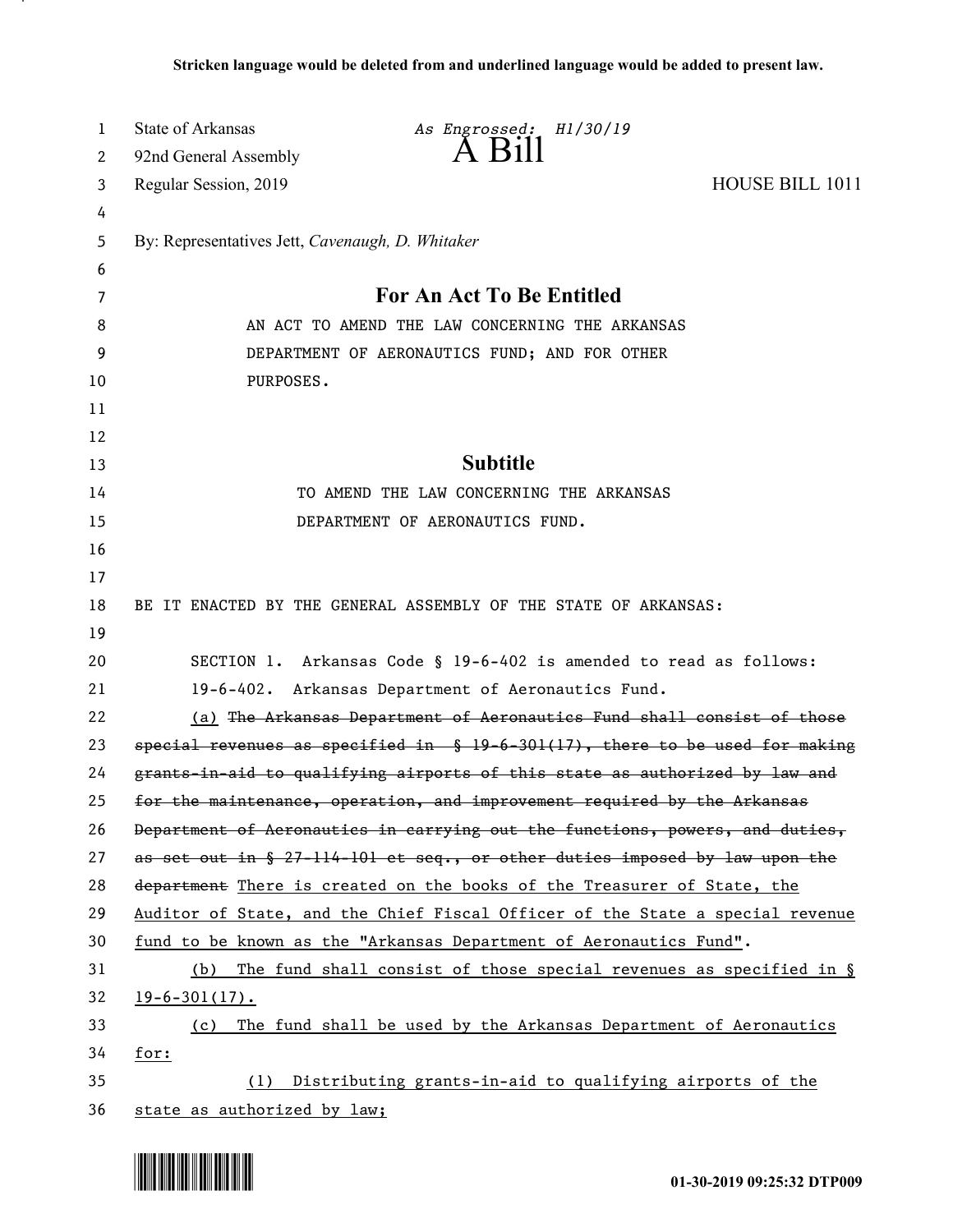**Stricken language would be deleted from and underlined language would be added to present law.**

State of Arkansas *As Engrossed: H1/30/19*
92nd General Assembly
# A Bill
Regular Session, 2019 HOUSE BILL 1011

By: Representatives Jett, *Cavenaugh, D. Whitaker*

## For An Act To Be Entitled

AN ACT TO AMEND THE LAW CONCERNING THE ARKANSAS DEPARTMENT OF AERONAUTICS FUND; AND FOR OTHER PURPOSES.

## Subtitle

TO AMEND THE LAW CONCERNING THE ARKANSAS DEPARTMENT OF AERONAUTICS FUND.

BE IT ENACTED BY THE GENERAL ASSEMBLY OF THE STATE OF ARKANSAS:

SECTION 1. Arkansas Code § 19-6-402 is amended to read as follows:

19-6-402. Arkansas Department of Aeronautics Fund.

<u>(a)</u> ~~The Arkansas Department of Aeronautics Fund shall consist of those special revenues as specified in § 19-6-301(17), there to be used for making grants-in-aid to qualifying airports of this state as authorized by law and for the maintenance, operation, and improvement required by the Arkansas Department of Aeronautics in carrying out the functions, powers, and duties, as set out in § 27-114-101 et seq., or other duties imposed by law upon the department~~ <u>There is created on the books of the Treasurer of State, the Auditor of State, and the Chief Fiscal Officer of the State a special revenue fund to be known as the "Arkansas Department of Aeronautics Fund".</u>

<u>(b) The fund shall consist of those special revenues as specified in § 19-6-301(17).</u>

<u>(c) The fund shall be used by the Arkansas Department of Aeronautics for:</u>

<u>(1) Distributing grants-in-aid to qualifying airports of the state as authorized by law;</u>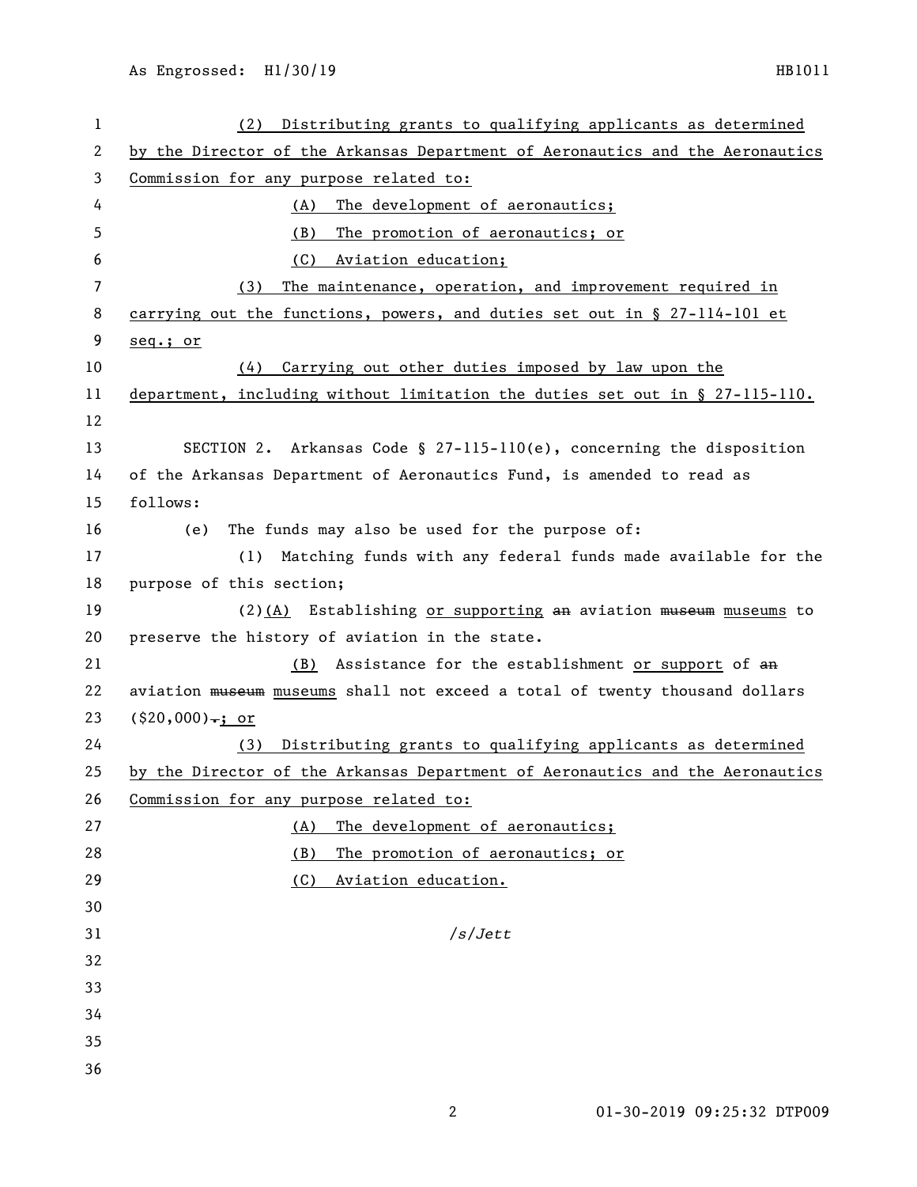(2) Distributing grants to qualifying applicants as determined by the Director of the Arkansas Department of Aeronautics and the Aeronautics Commission for any purpose related to:

(A) The development of aeronautics;

(B) The promotion of aeronautics; or

(C) Aviation education;

(3) The maintenance, operation, and improvement required in carrying out the functions, powers, and duties set out in § 27-114-101 et seq.; or

(4) Carrying out other duties imposed by law upon the department, including without limitation the duties set out in § 27-115-110.

SECTION 2. Arkansas Code § 27-115-110(e), concerning the disposition of the Arkansas Department of Aeronautics Fund, is amended to read as follows:

(e) The funds may also be used for the purpose of:

(1) Matching funds with any federal funds made available for the purpose of this section;

(2)(A) Establishing or supporting ~~an~~ aviation ~~museum~~ museums to preserve the history of aviation in the state.

(B) Assistance for the establishment or support of ~~an~~ aviation ~~museum~~ museums shall not exceed a total of twenty thousand dollars ($20,000)~~.~~; or

(3) Distributing grants to qualifying applicants as determined by the Director of the Arkansas Department of Aeronautics and the Aeronautics Commission for any purpose related to:

(A) The development of aeronautics;

(B) The promotion of aeronautics; or

(C) Aviation education.

*/s/Jett*